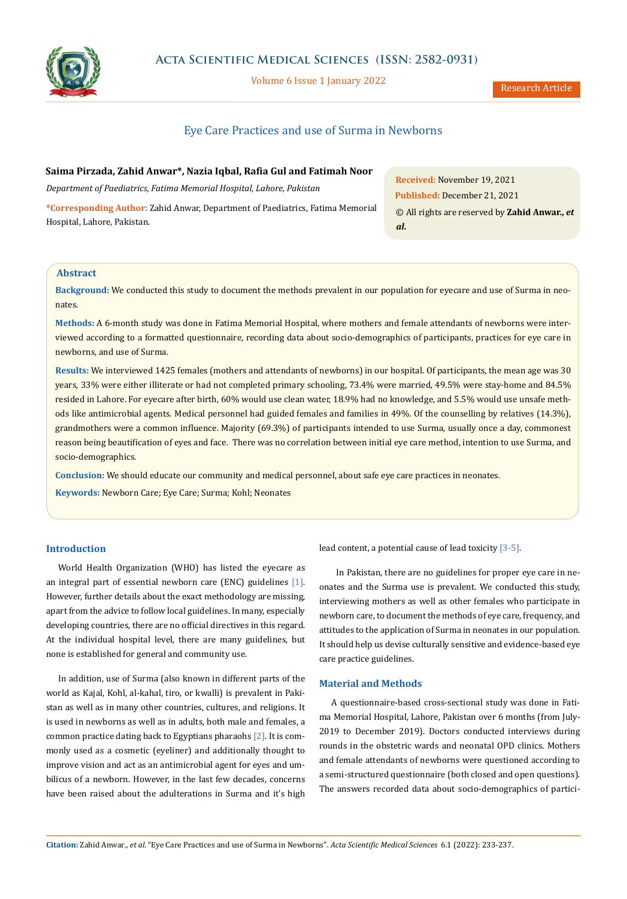# Eye Care Practices and use of Surma in Newborns

**Saima Pirzada, Zahid Anwar*, Nazia Iqbal, Rafia Gul and Fatimah Noor**

*Department of Paediatrics, Fatima Memorial Hospital, Lahore, Pakistan*

***Corresponding Author:** Zahid Anwar, Department of Paediatrics, Fatima Memorial Hospital, Lahore, Pakistan.

**Received:** November 19, 2021
**Published:** December 21, 2021
© All rights are reserved by **Zahid Anwar., *et al.***

## Abstract

**Background:** We conducted this study to document the methods prevalent in our population for eyecare and use of Surma in neonates.

**Methods:** A 6-month study was done in Fatima Memorial Hospital, where mothers and female attendants of newborns were interviewed according to a formatted questionnaire, recording data about socio-demographics of participants, practices for eye care in newborns, and use of Surma.

**Results:** We interviewed 1425 females (mothers and attendants of newborns) in our hospital. Of participants, the mean age was 30 years, 33% were either illiterate or had not completed primary schooling, 73.4% were married, 49.5% were stay-home and 84.5% resided in Lahore. For eyecare after birth, 60% would use clean water, 18.9% had no knowledge, and 5.5% would use unsafe methods like antimicrobial agents. Medical personnel had guided females and families in 49%. Of the counselling by relatives (14.3%), grandmothers were a common influence. Majority (69.3%) of participants intended to use Surma, usually once a day, commonest reason being beautification of eyes and face. There was no correlation between initial eye care method, intention to use Surma, and socio-demographics.

**Conclusion:** We should educate our community and medical personnel, about safe eye care practices in neonates.

**Keywords:** Newborn Care; Eye Care; Surma; Kohl; Neonates

## Introduction

World Health Organization (WHO) has listed the eyecare as an integral part of essential newborn care (ENC) guidelines [1]. However, further details about the exact methodology are missing, apart from the advice to follow local guidelines. In many, especially developing countries, there are no official directives in this regard. At the individual hospital level, there are many guidelines, but none is established for general and community use.

In addition, use of Surma (also known in different parts of the world as Kajal, Kohl, al-kahal, tiro, or kwalli) is prevalent in Pakistan as well as in many other countries, cultures, and religions. It is used in newborns as well as in adults, both male and females, a common practice dating back to Egyptians pharaohs [2]. It is commonly used as a cosmetic (eyeliner) and additionally thought to improve vision and act as an antimicrobial agent for eyes and umbilicus of a newborn. However, in the last few decades, concerns have been raised about the adulterations in Surma and it's high lead content, a potential cause of lead toxicity [3-5].

In Pakistan, there are no guidelines for proper eye care in neonates and the Surma use is prevalent. We conducted this study, interviewing mothers as well as other females who participate in newborn care, to document the methods of eye care, frequency, and attitudes to the application of Surma in neonates in our population. It should help us devise culturally sensitive and evidence-based eye care practice guidelines.

## Material and Methods

A questionnaire-based cross-sectional study was done in Fatima Memorial Hospital, Lahore, Pakistan over 6 months (from July-2019 to December 2019). Doctors conducted interviews during rounds in the obstetric wards and neonatal OPD clinics. Mothers and female attendants of newborns were questioned according to a semi-structured questionnaire (both closed and open questions). The answers recorded data about socio-demographics of partici-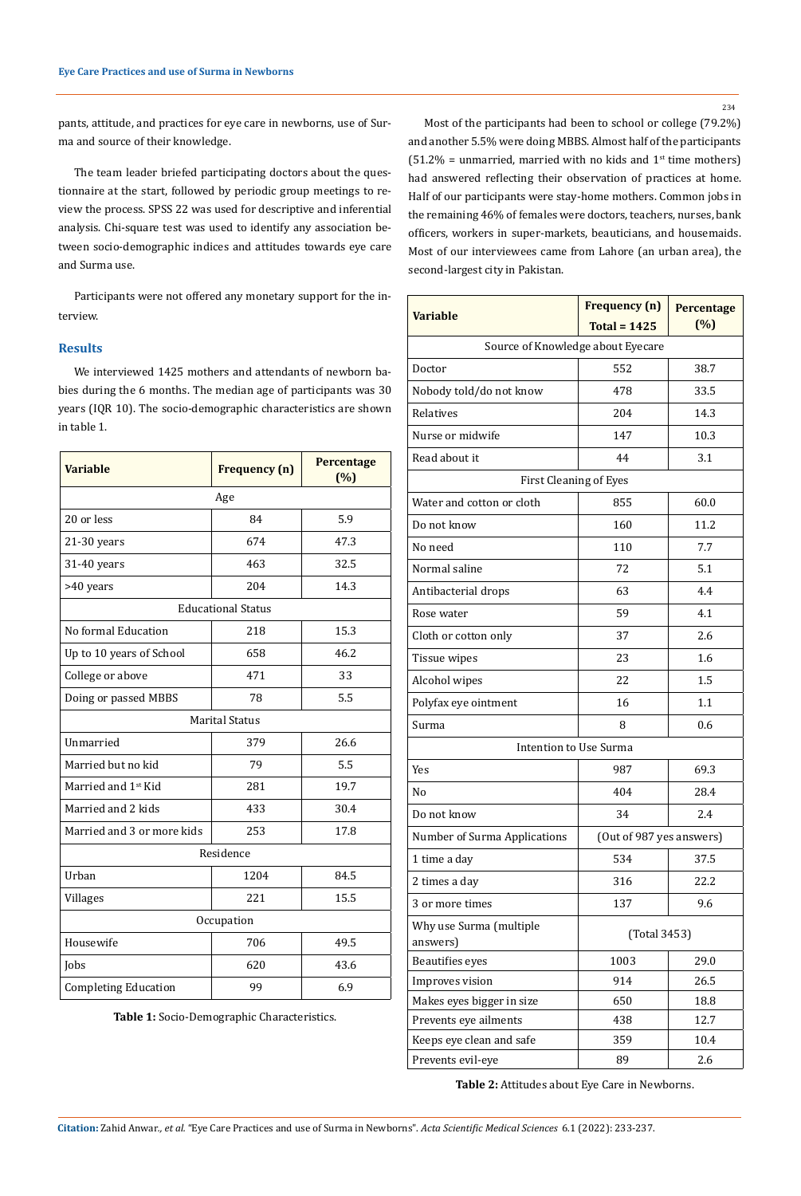pants, attitude, and practices for eye care in newborns, use of Surma and source of their knowledge.

The team leader briefed participating doctors about the questionnaire at the start, followed by periodic group meetings to review the process. SPSS 22 was used for descriptive and inferential analysis. Chi-square test was used to identify any association between socio-demographic indices and attitudes towards eye care and Surma use.

Participants were not offered any monetary support for the interview.

## Results

We interviewed 1425 mothers and attendants of newborn babies during the 6 months. The median age of participants was 30 years (IQR 10). The socio-demographic characteristics are shown in table 1.

| Variable | Frequency (n) | Percentage (%) |
|---|---|---|
| Age | | |
| 20 or less | 84 | 5.9 |
| 21-30 years | 674 | 47.3 |
| 31-40 years | 463 | 32.5 |
| >40 years | 204 | 14.3 |
| Educational Status | | |
| No formal Education | 218 | 15.3 |
| Up to 10 years of School | 658 | 46.2 |
| College or above | 471 | 33 |
| Doing or passed MBBS | 78 | 5.5 |
| Marital Status | | |
| Unmarried | 379 | 26.6 |
| Married but no kid | 79 | 5.5 |
| Married and 1st Kid | 281 | 19.7 |
| Married and 2 kids | 433 | 30.4 |
| Married and 3 or more kids | 253 | 17.8 |
| Residence | | |
| Urban | 1204 | 84.5 |
| Villages | 221 | 15.5 |
| Occupation | | |
| Housewife | 706 | 49.5 |
| Jobs | 620 | 43.6 |
| Completing Education | 99 | 6.9 |

**Table 1:** Socio-Demographic Characteristics.

Most of the participants had been to school or college (79.2%) and another 5.5% were doing MBBS. Almost half of the participants (51.2% = unmarried, married with no kids and 1st time mothers) had answered reflecting their observation of practices at home. Half of our participants were stay-home mothers. Common jobs in the remaining 46% of females were doctors, teachers, nurses, bank officers, workers in super-markets, beauticians, and housemaids. Most of our interviewees came from Lahore (an urban area), the second-largest city in Pakistan.

| Variable | Frequency (n) Total = 1425 | Percentage (%) |
|---|---|---|
| Source of Knowledge about Eyecare | | |
| Doctor | 552 | 38.7 |
| Nobody told/do not know | 478 | 33.5 |
| Relatives | 204 | 14.3 |
| Nurse or midwife | 147 | 10.3 |
| Read about it | 44 | 3.1 |
| First Cleaning of Eyes | | |
| Water and cotton or cloth | 855 | 60.0 |
| Do not know | 160 | 11.2 |
| No need | 110 | 7.7 |
| Normal saline | 72 | 5.1 |
| Antibacterial drops | 63 | 4.4 |
| Rose water | 59 | 4.1 |
| Cloth or cotton only | 37 | 2.6 |
| Tissue wipes | 23 | 1.6 |
| Alcohol wipes | 22 | 1.5 |
| Polyfax eye ointment | 16 | 1.1 |
| Surma | 8 | 0.6 |
| Intention to Use Surma | | |
| Yes | 987 | 69.3 |
| No | 404 | 28.4 |
| Do not know | 34 | 2.4 |
| Number of Surma Applications | (Out of 987 yes answers) | |
| 1 time a day | 534 | 37.5 |
| 2 times a day | 316 | 22.2 |
| 3 or more times | 137 | 9.6 |
| Why use Surma (multiple answers) | (Total 3453) | |
| Beautifies eyes | 1003 | 29.0 |
| Improves vision | 914 | 26.5 |
| Makes eyes bigger in size | 650 | 18.8 |
| Prevents eye ailments | 438 | 12.7 |
| Keeps eye clean and safe | 359 | 10.4 |
| Prevents evil-eye | 89 | 2.6 |

**Table 2:** Attitudes about Eye Care in Newborns.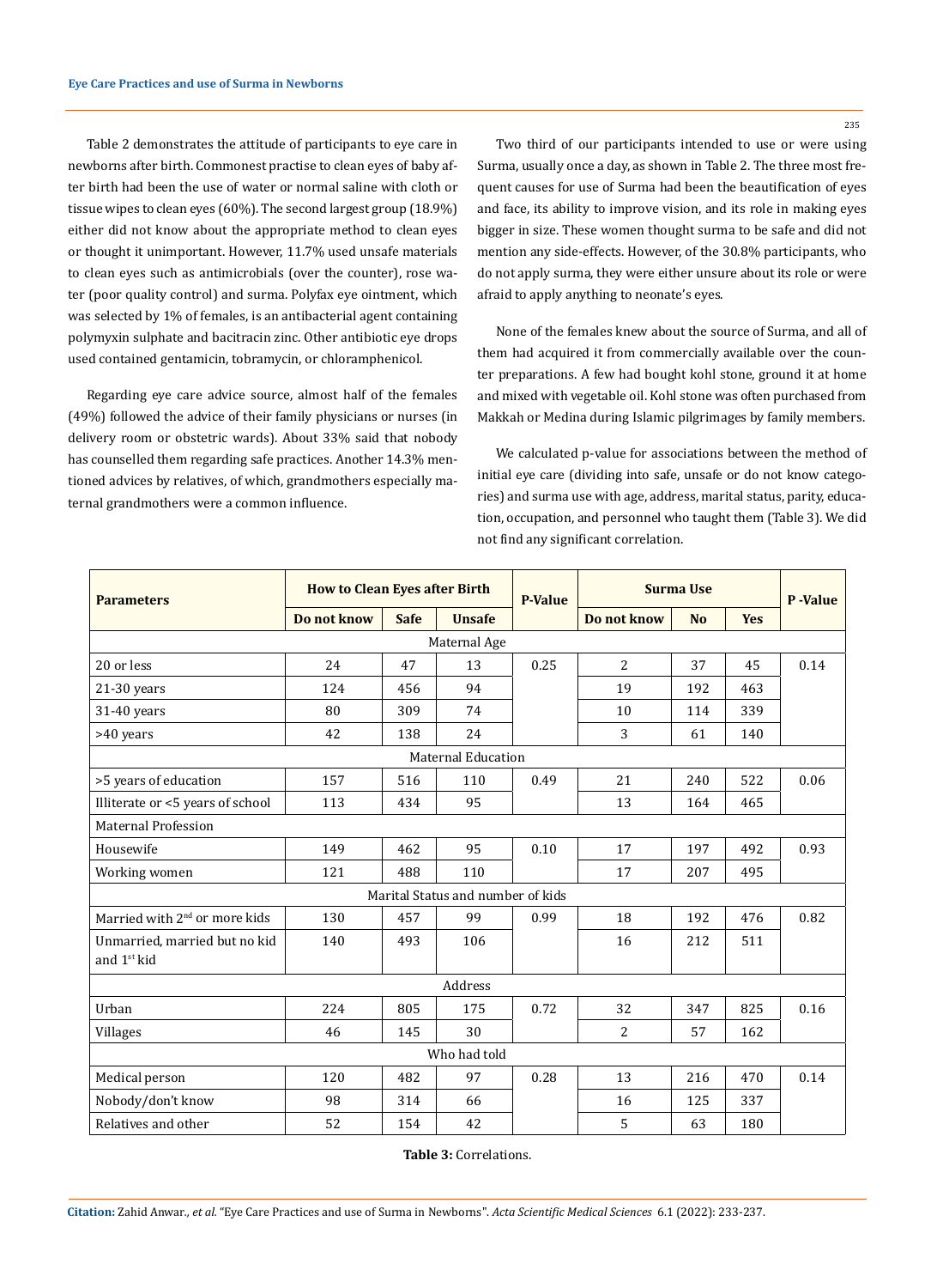Table 2 demonstrates the attitude of participants to eye care in newborns after birth. Commonest practise to clean eyes of baby after birth had been the use of water or normal saline with cloth or tissue wipes to clean eyes (60%). The second largest group (18.9%) either did not know about the appropriate method to clean eyes or thought it unimportant. However, 11.7% used unsafe materials to clean eyes such as antimicrobials (over the counter), rose water (poor quality control) and surma. Polyfax eye ointment, which was selected by 1% of females, is an antibacterial agent containing polymyxin sulphate and bacitracin zinc. Other antibiotic eye drops used contained gentamicin, tobramycin, or chloramphenicol.

Regarding eye care advice source, almost half of the females (49%) followed the advice of their family physicians or nurses (in delivery room or obstetric wards). About 33% said that nobody has counselled them regarding safe practices. Another 14.3% mentioned advices by relatives, of which, grandmothers especially maternal grandmothers were a common influence.

Two third of our participants intended to use or were using Surma, usually once a day, as shown in Table 2. The three most frequent causes for use of Surma had been the beautification of eyes and face, its ability to improve vision, and its role in making eyes bigger in size. These women thought surma to be safe and did not mention any side-effects. However, of the 30.8% participants, who do not apply surma, they were either unsure about its role or were afraid to apply anything to neonate's eyes.

None of the females knew about the source of Surma, and all of them had acquired it from commercially available over the counter preparations. A few had bought kohl stone, ground it at home and mixed with vegetable oil. Kohl stone was often purchased from Makkah or Medina during Islamic pilgrimages by family members.

We calculated p-value for associations between the method of initial eye care (dividing into safe, unsafe or do not know categories) and surma use with age, address, marital status, parity, education, occupation, and personnel who taught them (Table 3). We did not find any significant correlation.

| Parameters | How to Clean Eyes after Birth | | | P-Value | Surma Use | | | P -Value |
|---|---|---|---|---|---|---|---|---|
| | Do not know | Safe | Unsafe | | Do not know | No | Yes | |
| Maternal Age | | | | | | | | |
| 20 or less | 24 | 47 | 13 | 0.25 | 2 | 37 | 45 | 0.14 |
| 21-30 years | 124 | 456 | 94 | | 19 | 192 | 463 | |
| 31-40 years | 80 | 309 | 74 | | 10 | 114 | 339 | |
| >40 years | 42 | 138 | 24 | | 3 | 61 | 140 | |
| Maternal Education | | | | | | | | |
| >5 years of education | 157 | 516 | 110 | 0.49 | 21 | 240 | 522 | 0.06 |
| Illiterate or <5 years of school | 113 | 434 | 95 | | 13 | 164 | 465 | |
| Maternal Profession | | | | | | | | |
| Housewife | 149 | 462 | 95 | 0.10 | 17 | 197 | 492 | 0.93 |
| Working women | 121 | 488 | 110 | | 17 | 207 | 495 | |
| Marital Status and number of kids | | | | | | | | |
| Married with 2nd or more kids | 130 | 457 | 99 | 0.99 | 18 | 192 | 476 | 0.82 |
| Unmarried, married but no kid and 1st kid | 140 | 493 | 106 | | 16 | 212 | 511 | |
| Address | | | | | | | | |
| Urban | 224 | 805 | 175 | 0.72 | 32 | 347 | 825 | 0.16 |
| Villages | 46 | 145 | 30 | | 2 | 57 | 162 | |
| Who had told | | | | | | | | |
| Medical person | 120 | 482 | 97 | 0.28 | 13 | 216 | 470 | 0.14 |
| Nobody/don't know | 98 | 314 | 66 | | 16 | 125 | 337 | |
| Relatives and other | 52 | 154 | 42 | | 5 | 63 | 180 | |

**Table 3:** Correlations.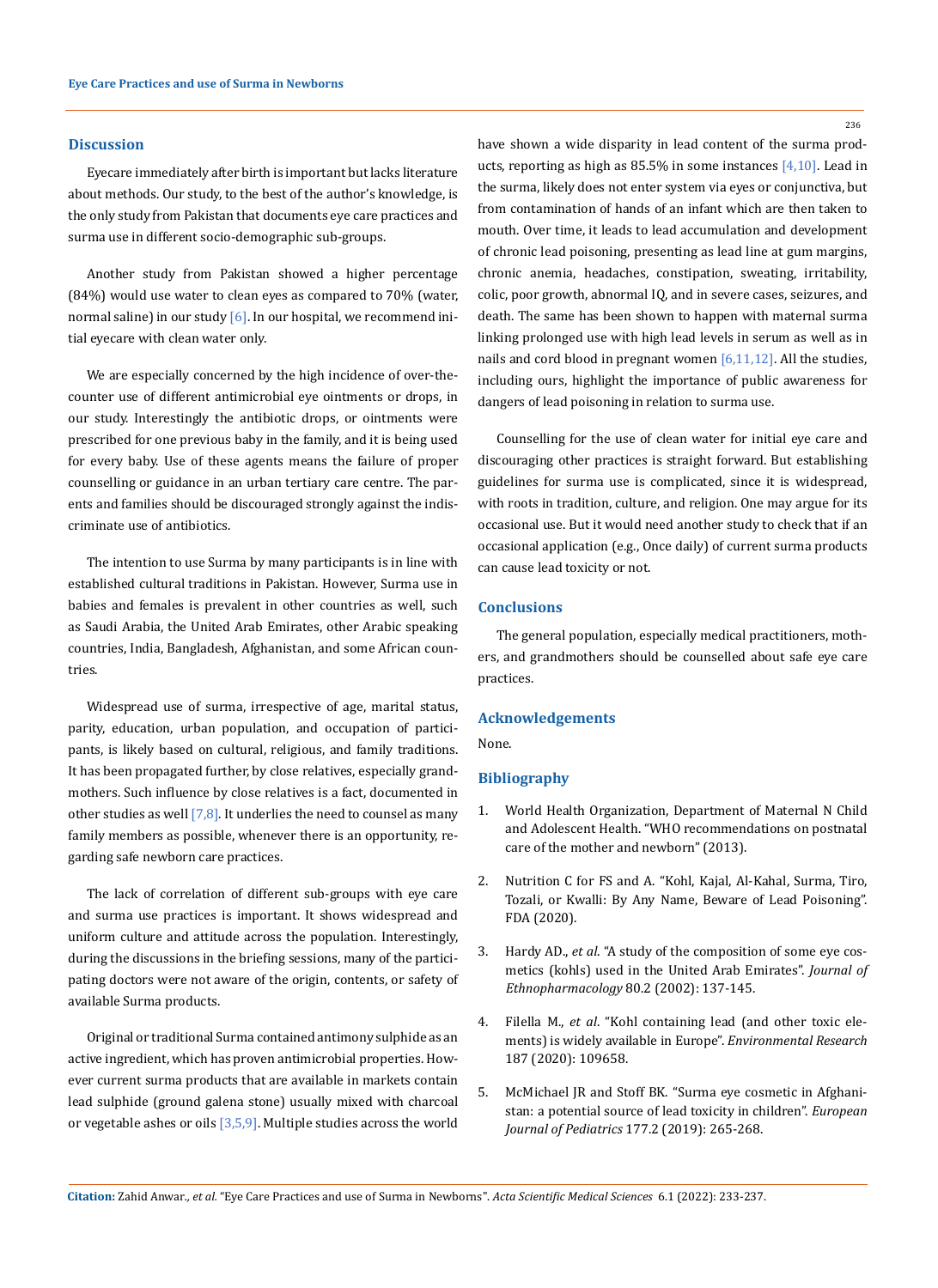## Discussion

Eyecare immediately after birth is important but lacks literature about methods. Our study, to the best of the author's knowledge, is the only study from Pakistan that documents eye care practices and surma use in different socio-demographic sub-groups.

Another study from Pakistan showed a higher percentage (84%) would use water to clean eyes as compared to 70% (water, normal saline) in our study [6]. In our hospital, we recommend initial eyecare with clean water only.

We are especially concerned by the high incidence of over-the-counter use of different antimicrobial eye ointments or drops, in our study. Interestingly the antibiotic drops, or ointments were prescribed for one previous baby in the family, and it is being used for every baby. Use of these agents means the failure of proper counselling or guidance in an urban tertiary care centre. The parents and families should be discouraged strongly against the indiscriminate use of antibiotics.

The intention to use Surma by many participants is in line with established cultural traditions in Pakistan. However, Surma use in babies and females is prevalent in other countries as well, such as Saudi Arabia, the United Arab Emirates, other Arabic speaking countries, India, Bangladesh, Afghanistan, and some African countries.

Widespread use of surma, irrespective of age, marital status, parity, education, urban population, and occupation of participants, is likely based on cultural, religious, and family traditions. It has been propagated further, by close relatives, especially grandmothers. Such influence by close relatives is a fact, documented in other studies as well [7,8]. It underlies the need to counsel as many family members as possible, whenever there is an opportunity, regarding safe newborn care practices.

The lack of correlation of different sub-groups with eye care and surma use practices is important. It shows widespread and uniform culture and attitude across the population. Interestingly, during the discussions in the briefing sessions, many of the participating doctors were not aware of the origin, contents, or safety of available Surma products.

Original or traditional Surma contained antimony sulphide as an active ingredient, which has proven antimicrobial properties. However current surma products that are available in markets contain lead sulphide (ground galena stone) usually mixed with charcoal or vegetable ashes or oils [3,5,9]. Multiple studies across the world have shown a wide disparity in lead content of the surma products, reporting as high as 85.5% in some instances [4,10]. Lead in the surma, likely does not enter system via eyes or conjunctiva, but from contamination of hands of an infant which are then taken to mouth. Over time, it leads to lead accumulation and development of chronic lead poisoning, presenting as lead line at gum margins, chronic anemia, headaches, constipation, sweating, irritability, colic, poor growth, abnormal IQ, and in severe cases, seizures, and death. The same has been shown to happen with maternal surma linking prolonged use with high lead levels in serum as well as in nails and cord blood in pregnant women [6,11,12]. All the studies, including ours, highlight the importance of public awareness for dangers of lead poisoning in relation to surma use.

Counselling for the use of clean water for initial eye care and discouraging other practices is straight forward. But establishing guidelines for surma use is complicated, since it is widespread, with roots in tradition, culture, and religion. One may argue for its occasional use. But it would need another study to check that if an occasional application (e.g., Once daily) of current surma products can cause lead toxicity or not.

## Conclusions

The general population, especially medical practitioners, mothers, and grandmothers should be counselled about safe eye care practices.

## Acknowledgements

None.

## Bibliography

1. World Health Organization, Department of Maternal N Child and Adolescent Health. "WHO recommendations on postnatal care of the mother and newborn" (2013).
2. Nutrition C for FS and A. "Kohl, Kajal, Al-Kahal, Surma, Tiro, Tozali, or Kwalli: By Any Name, Beware of Lead Poisoning". FDA (2020).
3. Hardy AD., *et al*. "A study of the composition of some eye cosmetics (kohls) used in the United Arab Emirates". *Journal of Ethnopharmacology* 80.2 (2002): 137-145.
4. Filella M., *et al*. "Kohl containing lead (and other toxic elements) is widely available in Europe". *Environmental Research* 187 (2020): 109658.
5. McMichael JR and Stoff BK. "Surma eye cosmetic in Afghanistan: a potential source of lead toxicity in children". *European Journal of Pediatrics* 177.2 (2019): 265-268.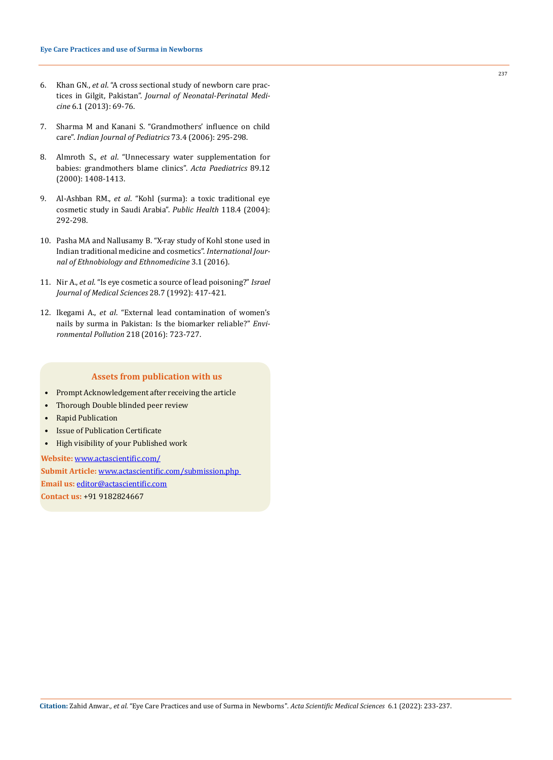6. Khan GN., *et al*. "A cross sectional study of newborn care practices in Gilgit, Pakistan". *Journal of Neonatal-Perinatal Medicine* 6.1 (2013): 69-76.

7. Sharma M and Kanani S. "Grandmothers' influence on child care". *Indian Journal of Pediatrics* 73.4 (2006): 295-298.

8. Almroth S., *et al*. "Unnecessary water supplementation for babies: grandmothers blame clinics". *Acta Paediatrics* 89.12 (2000): 1408-1413.

9. Al-Ashban RM., *et al*. "Kohl (surma): a toxic traditional eye cosmetic study in Saudi Arabia". *Public Health* 118.4 (2004): 292-298.

10. Pasha MA and Nallusamy B. "X-ray study of Kohl stone used in Indian traditional medicine and cosmetics". *International Journal of Ethnobiology and Ethnomedicine* 3.1 (2016).

11. Nir A., *et al*. "Is eye cosmetic a source of lead poisoning?" *Israel Journal of Medical Sciences* 28.7 (1992): 417-421.

12. Ikegami A., *et al*. "External lead contamination of women's nails by surma in Pakistan: Is the biomarker reliable?" *Environmental Pollution* 218 (2016): 723-727.

**Assets from publication with us**

- Prompt Acknowledgement after receiving the article
- Thorough Double blinded peer review
- Rapid Publication
- Issue of Publication Certificate
- High visibility of your Published work

**Website:** www.actascientific.com/
**Submit Article:** www.actascientific.com/submission.php
**Email us:** editor@actascientific.com
**Contact us:** +91 9182824667